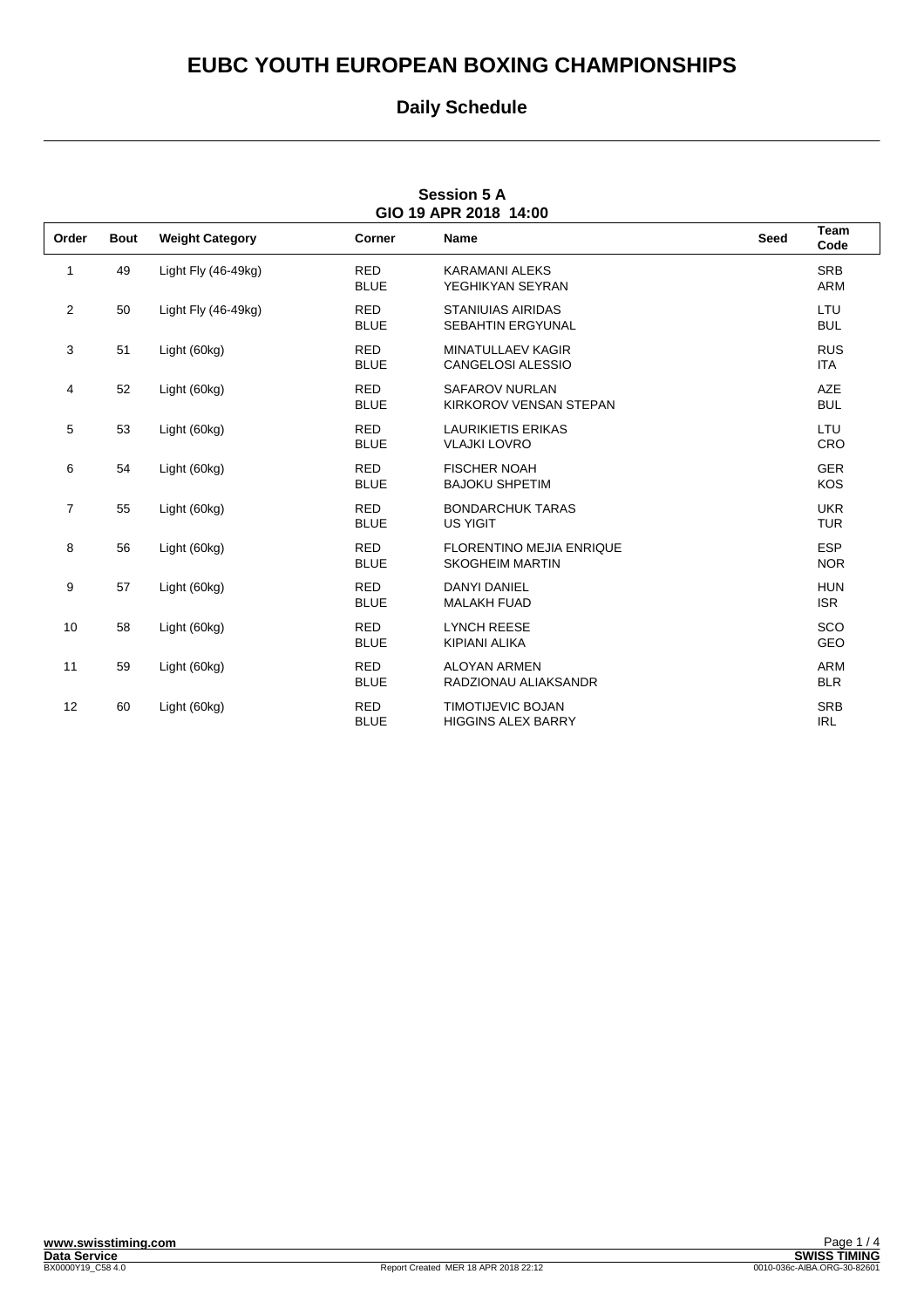# EUBC YOUTH EUROPEAN BOXING CHAMPIONSHIPS

## Daily Schedule

### Session 5 A
### GIO 19 APR 2018 14:00

| Order | Bout | Weight Category | Corner | Name | Seed | Team Code |
|---|---|---|---|---|---|---|
| 1 | 49 | Light Fly (46-49kg) | RED<br>BLUE | KARAMANI ALEKS<br>YEGHIKYAN SEYRAN | | SRB<br>ARM |
| 2 | 50 | Light Fly (46-49kg) | RED<br>BLUE | STANIUIAS AIRIDAS<br>SEBAHTIN ERGYUNAL | | LTU<br>BUL |
| 3 | 51 | Light (60kg) | RED<br>BLUE | MINATULLAEV KAGIR<br>CANGELOSI ALESSIO | | RUS<br>ITA |
| 4 | 52 | Light (60kg) | RED<br>BLUE | SAFAROV NURLAN<br>KIRKOROV VENSAN STEPAN | | AZE<br>BUL |
| 5 | 53 | Light (60kg) | RED<br>BLUE | LAURIKIETIS ERIKAS<br>VLAJKI LOVRO | | LTU<br>CRO |
| 6 | 54 | Light (60kg) | RED<br>BLUE | FISCHER NOAH<br>BAJOKU SHPETIM | | GER<br>KOS |
| 7 | 55 | Light (60kg) | RED<br>BLUE | BONDARCHUK TARAS<br>US YIGIT | | UKR<br>TUR |
| 8 | 56 | Light (60kg) | RED<br>BLUE | FLORENTINO MEJIA ENRIQUE<br>SKOGHEIM MARTIN | | ESP<br>NOR |
| 9 | 57 | Light (60kg) | RED<br>BLUE | DANYI DANIEL<br>MALAKH FUAD | | HUN<br>ISR |
| 10 | 58 | Light (60kg) | RED<br>BLUE | LYNCH REESE<br>KIPIANI ALIKA | | SCO<br>GEO |
| 11 | 59 | Light (60kg) | RED<br>BLUE | ALOYAN ARMEN<br>RADZIONAU ALIAKSANDR | | ARM<br>BLR |
| 12 | 60 | Light (60kg) | RED<br>BLUE | TIMOTIJEVIC BOJAN<br>HIGGINS ALEX BARRY | | SRB<br>IRL |

www.swisstiming.com
Data Service
BX0000Y19_C58 4.0
Report Created MER 18 APR 2018 22:12
SWISS TIMING
0010-036c-AIBA.ORG-30-82601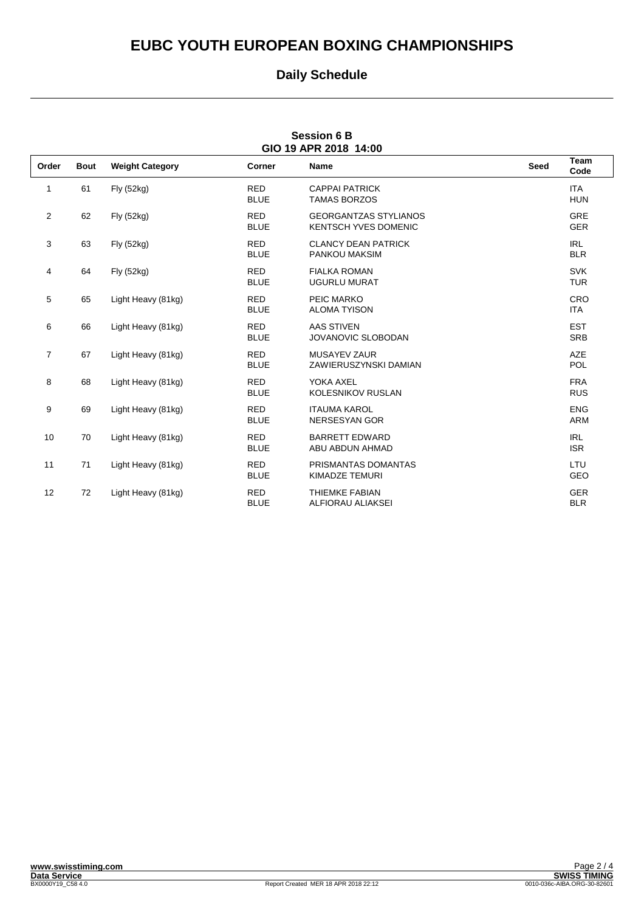# EUBC YOUTH EUROPEAN BOXING CHAMPIONSHIPS

## Daily Schedule

### Session 6 B
### GIO 19 APR 2018 14:00

| Order | Bout | Weight Category | Corner | Name | Seed | Team Code |
|---|---|---|---|---|---|---|
| 1 | 61 | Fly (52kg) | RED | CAPPAI PATRICK | | ITA |
| | | | BLUE | TAMAS BORZOS | | HUN |
| 2 | 62 | Fly (52kg) | RED | GEORGANTZAS STYLIANOS | | GRE |
| | | | BLUE | KENTSCH YVES DOMENIC | | GER |
| 3 | 63 | Fly (52kg) | RED | CLANCY DEAN PATRICK | | IRL |
| | | | BLUE | PANKOU MAKSIM | | BLR |
| 4 | 64 | Fly (52kg) | RED | FIALKA ROMAN | | SVK |
| | | | BLUE | UGURLU MURAT | | TUR |
| 5 | 65 | Light Heavy (81kg) | RED | PEIC MARKO | | CRO |
| | | | BLUE | ALOMA TYISON | | ITA |
| 6 | 66 | Light Heavy (81kg) | RED | AAS STIVEN | | EST |
| | | | BLUE | JOVANOVIC SLOBODAN | | SRB |
| 7 | 67 | Light Heavy (81kg) | RED | MUSAYEV ZAUR | | AZE |
| | | | BLUE | ZAWIERUSZYNSKI DAMIAN | | POL |
| 8 | 68 | Light Heavy (81kg) | RED | YOKA AXEL | | FRA |
| | | | BLUE | KOLESNIKOV RUSLAN | | RUS |
| 9 | 69 | Light Heavy (81kg) | RED | ITAUMA KAROL | | ENG |
| | | | BLUE | NERSESYAN GOR | | ARM |
| 10 | 70 | Light Heavy (81kg) | RED | BARRETT EDWARD | | IRL |
| | | | BLUE | ABU ABDUN AHMAD | | ISR |
| 11 | 71 | Light Heavy (81kg) | RED | PRISMANTAS DOMANTAS | | LTU |
| | | | BLUE | KIMADZE TEMURI | | GEO |
| 12 | 72 | Light Heavy (81kg) | RED | THIEMKE FABIAN | | GER |
| | | | BLUE | ALFIORAU ALIAKSEI | | BLR |

www.swisstiming.com
Data Service
BX0000Y19_C58 4.0

Report Created MER 18 APR 2018 22:12

SWISS TIMING
0010-036c-AIBA.ORG-30-82601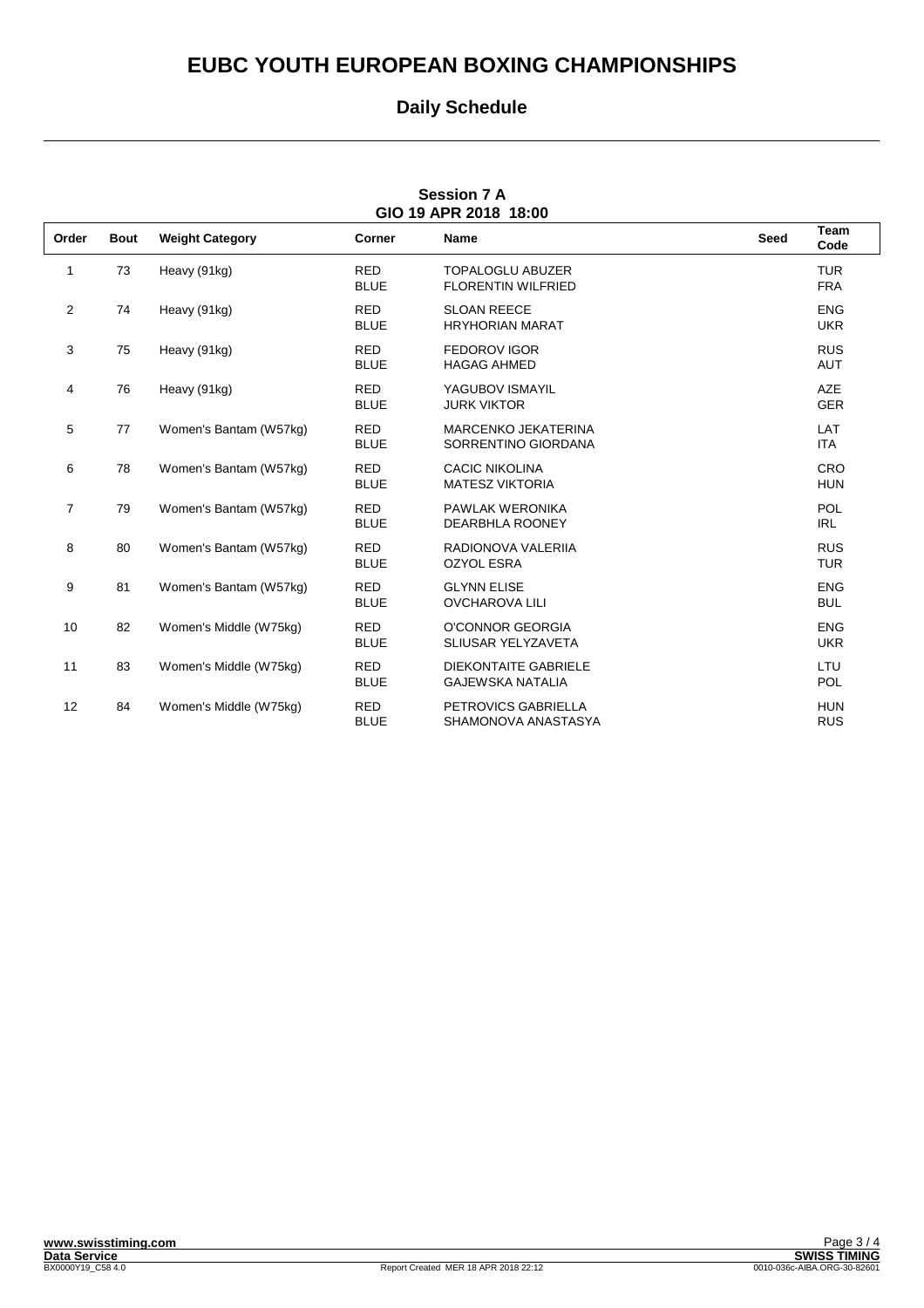# EUBC YOUTH EUROPEAN BOXING CHAMPIONSHIPS

## Daily Schedule

### Session 7 A
### GIO 19 APR 2018 18:00

| Order | Bout | Weight Category | Corner | Name | Seed | Team Code |
|---|---|---|---|---|---|---|
| 1 | 73 | Heavy (91kg) | RED<br>BLUE | TOPALOGLU ABUZER<br>FLORENTIN WILFRIED | | TUR<br>FRA |
| 2 | 74 | Heavy (91kg) | RED<br>BLUE | SLOAN REECE<br>HRYHORIAN MARAT | | ENG<br>UKR |
| 3 | 75 | Heavy (91kg) | RED<br>BLUE | FEDOROV IGOR<br>HAGAG AHMED | | RUS<br>AUT |
| 4 | 76 | Heavy (91kg) | RED<br>BLUE | YAGUBOV ISMAYIL<br>JURK VIKTOR | | AZE<br>GER |
| 5 | 77 | Women's Bantam (W57kg) | RED<br>BLUE | MARCENKO JEKATERINA<br>SORRENTINO GIORDANA | | LAT<br>ITA |
| 6 | 78 | Women's Bantam (W57kg) | RED<br>BLUE | CACIC NIKOLINA<br>MATESZ VIKTORIA | | CRO<br>HUN |
| 7 | 79 | Women's Bantam (W57kg) | RED<br>BLUE | PAWLAK WERONIKA<br>DEARBHLA ROONEY | | POL<br>IRL |
| 8 | 80 | Women's Bantam (W57kg) | RED<br>BLUE | RADIONOVA VALERIIA<br>OZYOL ESRA | | RUS<br>TUR |
| 9 | 81 | Women's Bantam (W57kg) | RED<br>BLUE | GLYNN ELISE<br>OVCHAROVA LILI | | ENG<br>BUL |
| 10 | 82 | Women's Middle (W75kg) | RED<br>BLUE | O'CONNOR GEORGIA<br>SLIUSAR YELYZAVETA | | ENG<br>UKR |
| 11 | 83 | Women's Middle (W75kg) | RED<br>BLUE | DIEKONTAITE GABRIELE<br>GAJEWSKA NATALIA | | LTU<br>POL |
| 12 | 84 | Women's Middle (W75kg) | RED<br>BLUE | PETROVICS GABRIELLA<br>SHAMONOVA ANASTASYA | | HUN<br>RUS |

www.swisstiming.com
Data Service
BX0000Y19_C58 4.0

Report Created MER 18 APR 2018 22:12

SWISS TIMING
0010-036c-AIBA.ORG-30-82601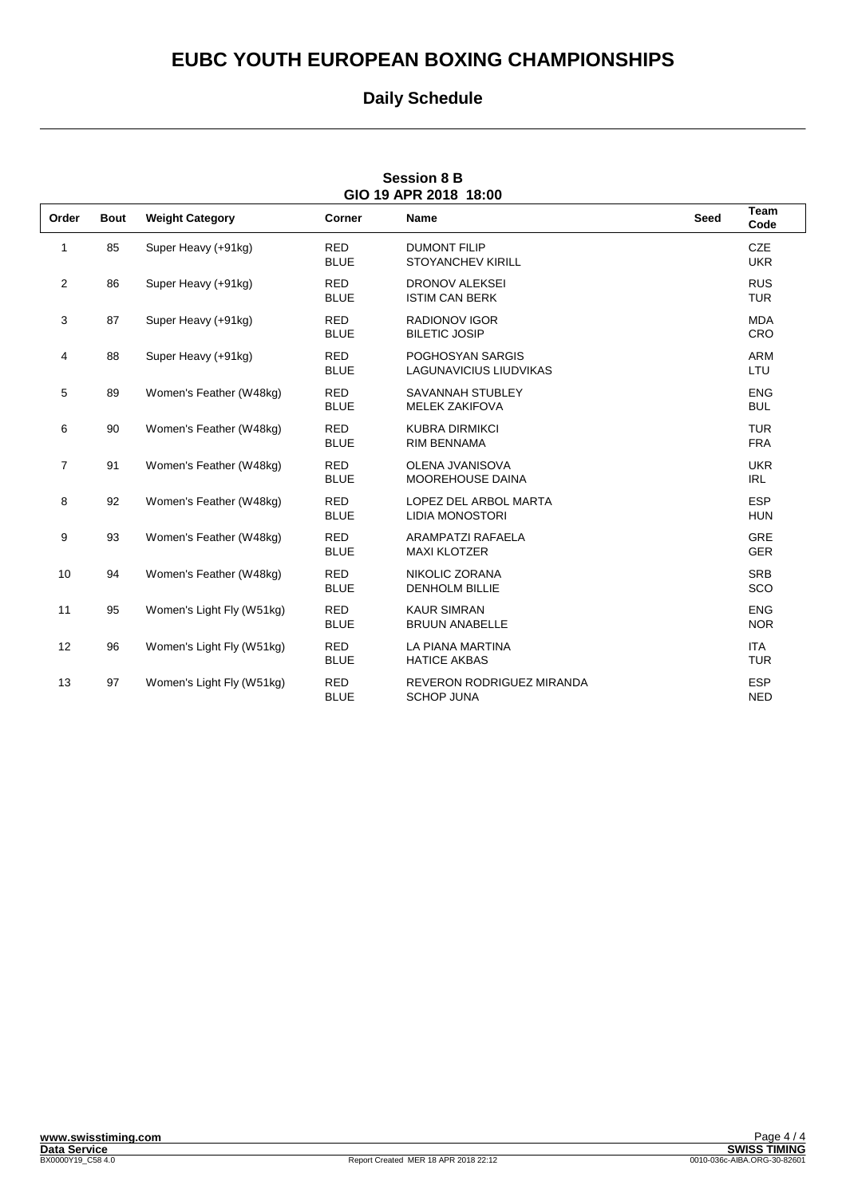# EUBC YOUTH EUROPEAN BOXING CHAMPIONSHIPS

## Daily Schedule

### Session 8 B
### GIO 19 APR 2018 18:00

| Order | Bout | Weight Category | Corner | Name | Seed | Team Code |
|---|---|---|---|---|---|---|
| 1 | 85 | Super Heavy (+91kg) | RED | DUMONT FILIP | | CZE |
| | | | BLUE | STOYANCHEV KIRILL | | UKR |
| 2 | 86 | Super Heavy (+91kg) | RED | DRONOV ALEKSEI | | RUS |
| | | | BLUE | ISTIM CAN BERK | | TUR |
| 3 | 87 | Super Heavy (+91kg) | RED | RADIONOV IGOR | | MDA |
| | | | BLUE | BILETIC JOSIP | | CRO |
| 4 | 88 | Super Heavy (+91kg) | RED | POGHOSYAN SARGIS | | ARM |
| | | | BLUE | LAGUNAVICIUS LIUDVIKAS | | LTU |
| 5 | 89 | Women's Feather (W48kg) | RED | SAVANNAH STUBLEY | | ENG |
| | | | BLUE | MELEK ZAKIFOVA | | BUL |
| 6 | 90 | Women's Feather (W48kg) | RED | KUBRA DIRMIKCI | | TUR |
| | | | BLUE | RIM BENNAMA | | FRA |
| 7 | 91 | Women's Feather (W48kg) | RED | OLENA JVANISOVA | | UKR |
| | | | BLUE | MOOREHOUSE DAINA | | IRL |
| 8 | 92 | Women's Feather (W48kg) | RED | LOPEZ DEL ARBOL MARTA | | ESP |
| | | | BLUE | LIDIA MONOSTORI | | HUN |
| 9 | 93 | Women's Feather (W48kg) | RED | ARAMPATZI RAFAELA | | GRE |
| | | | BLUE | MAXI KLOTZER | | GER |
| 10 | 94 | Women's Feather (W48kg) | RED | NIKOLIC ZORANA | | SRB |
| | | | BLUE | DENHOLM BILLIE | | SCO |
| 11 | 95 | Women's Light Fly (W51kg) | RED | KAUR SIMRAN | | ENG |
| | | | BLUE | BRUUN ANABELLE | | NOR |
| 12 | 96 | Women's Light Fly (W51kg) | RED | LA PIANA MARTINA | | ITA |
| | | | BLUE | HATICE AKBAS | | TUR |
| 13 | 97 | Women's Light Fly (W51kg) | RED | REVERON RODRIGUEZ MIRANDA | | ESP |
| | | | BLUE | SCHOP JUNA | | NED |

**www.swisstiming.com**
**Data Service**
BX0000Y19_C58 4.0

Report Created MER 18 APR 2018 22:12

**SWISS TIMING**
0010-036c-AIBA.ORG-30-82601